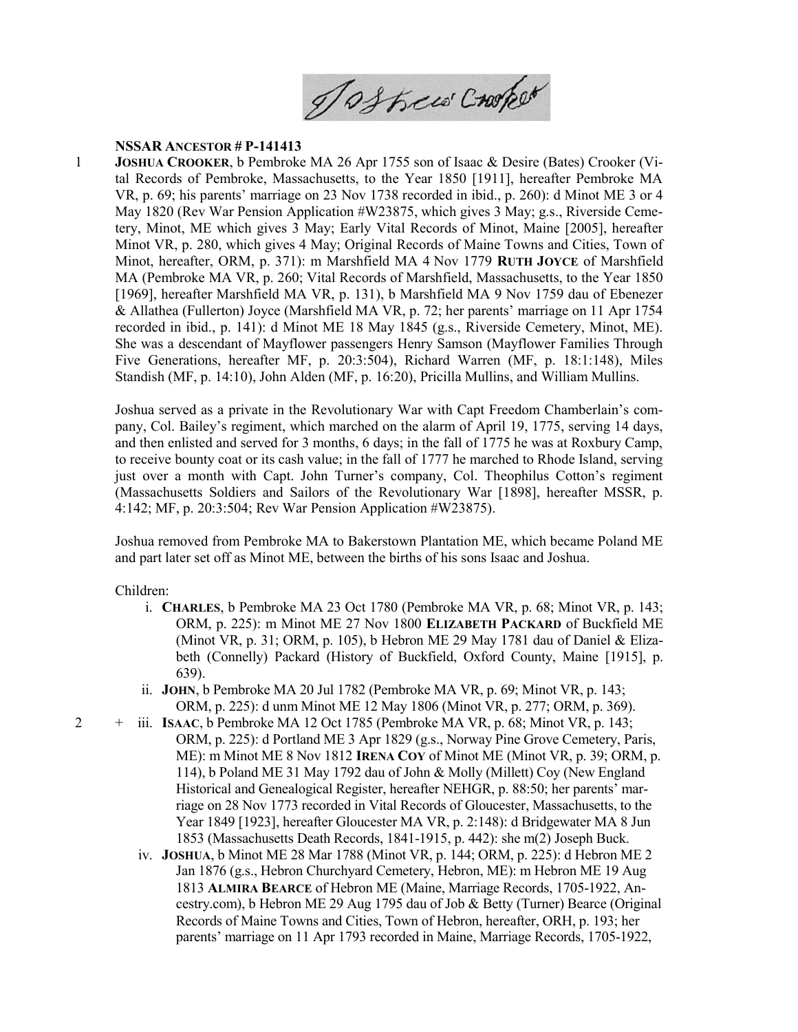**NSSAR ANCESTOR # P-141413**

1 **JOSHUA CROOKER**, b Pembroke MA 26 Apr 1755 son of Isaac & Desire (Bates) Crooker (Vital Records of Pembroke, Massachusetts, to the Year 1850 [1911], hereafter Pembroke MA VR, p. 69; his parents' marriage on 23 Nov 1738 recorded in ibid., p. 260): d Minot ME 3 or 4 May 1820 (Rev War Pension Application #W23875, which gives 3 May; g.s., Riverside Cemetery, Minot, ME which gives 3 May; Early Vital Records of Minot, Maine [2005], hereafter Minot VR, p. 280, which gives 4 May; Original Records of Maine Towns and Cities, Town of Minot, hereafter, ORM, p. 371): m Marshfield MA 4 Nov 1779 **RUTH JOYCE** of Marshfield MA (Pembroke MA VR, p. 260; Vital Records of Marshfield, Massachusetts, to the Year 1850 [1969], hereafter Marshfield MA VR, p. 131), b Marshfield MA 9 Nov 1759 dau of Ebenezer & Allathea (Fullerton) Joyce (Marshfield MA VR, p. 72; her parents' marriage on 11 Apr 1754 recorded in ibid., p. 141): d Minot ME 18 May 1845 (g.s., Riverside Cemetery, Minot, ME). She was a descendant of Mayflower passengers Henry Samson (Mayflower Families Through Five Generations, hereafter MF, p. 20:3:504), Richard Warren (MF, p. 18:1:148), Miles Standish (MF, p. 14:10), John Alden (MF, p. 16:20), Pricilla Mullins, and William Mullins.

Joshua served as a private in the Revolutionary War with Capt Freedom Chamberlain's company, Col. Bailey's regiment, which marched on the alarm of April 19, 1775, serving 14 days, and then enlisted and served for 3 months, 6 days; in the fall of 1775 he was at Roxbury Camp, to receive bounty coat or its cash value; in the fall of 1777 he marched to Rhode Island, serving just over a month with Capt. John Turner's company, Col. Theophilus Cotton's regiment (Massachusetts Soldiers and Sailors of the Revolutionary War [1898], hereafter MSSR, p. 4:142; MF, p. 20:3:504; Rev War Pension Application #W23875).

Joshua removed from Pembroke MA to Bakerstown Plantation ME, which became Poland ME and part later set off as Minot ME, between the births of his sons Isaac and Joshua.

Children:

- i. **CHARLES**, b Pembroke MA 23 Oct 1780 (Pembroke MA VR, p. 68; Minot VR, p. 143; ORM, p. 225): m Minot ME 27 Nov 1800 **ELIZABETH PACKARD** of Buckfield ME (Minot VR, p. 31; ORM, p. 105), b Hebron ME 29 May 1781 dau of Daniel & Elizabeth (Connelly) Packard (History of Buckfield, Oxford County, Maine [1915], p. 639).
- ii. **JOHN**, b Pembroke MA 20 Jul 1782 (Pembroke MA VR, p. 69; Minot VR, p. 143; ORM, p. 225): d unm Minot ME 12 May 1806 (Minot VR, p. 277; ORM, p. 369).
- 2 + iii. **ISAAC**, b Pembroke MA 12 Oct 1785 (Pembroke MA VR, p. 68; Minot VR, p. 143; ORM, p. 225): d Portland ME 3 Apr 1829 (g.s., Norway Pine Grove Cemetery, Paris, ME): m Minot ME 8 Nov 1812 **IRENA COY** of Minot ME (Minot VR, p. 39; ORM, p. 114), b Poland ME 31 May 1792 dau of John & Molly (Millett) Coy (New England Historical and Genealogical Register, hereafter NEHGR, p. 88:50; her parents' marriage on 28 Nov 1773 recorded in Vital Records of Gloucester, Massachusetts, to the Year 1849 [1923], hereafter Gloucester MA VR, p. 2:148): d Bridgewater MA 8 Jun 1853 (Massachusetts Death Records, 1841-1915, p. 442): she m(2) Joseph Buck.
- iv. **JOSHUA**, b Minot ME 28 Mar 1788 (Minot VR, p. 144; ORM, p. 225): d Hebron ME 2 Jan 1876 (g.s., Hebron Churchyard Cemetery, Hebron, ME): m Hebron ME 19 Aug 1813 **ALMIRA BEARCE** of Hebron ME (Maine, Marriage Records, 1705-1922, Ancestry.com), b Hebron ME 29 Aug 1795 dau of Job & Betty (Turner) Bearce (Original Records of Maine Towns and Cities, Town of Hebron, hereafter, ORH, p. 193; her parents' marriage on 11 Apr 1793 recorded in Maine, Marriage Records, 1705-1922,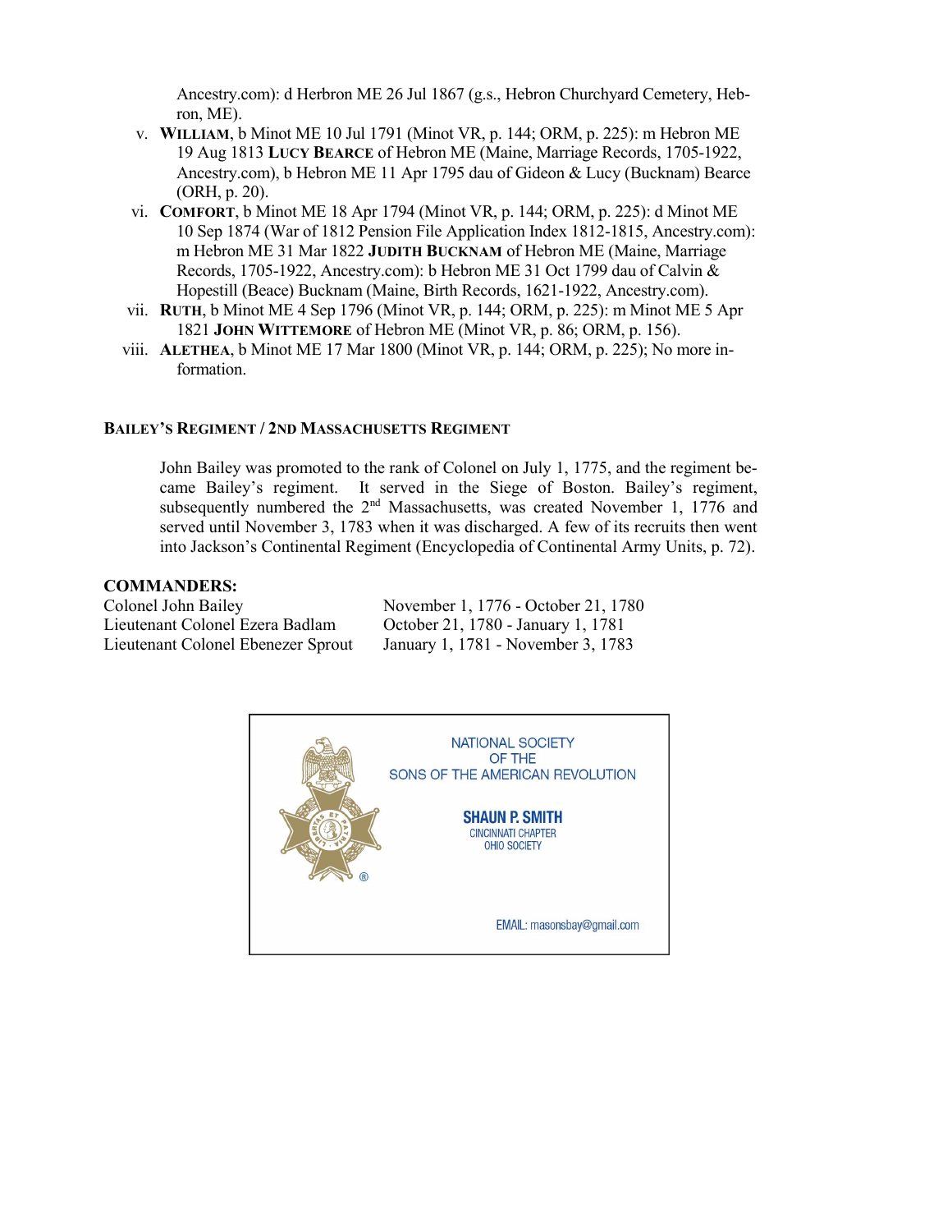Ancestry.com): d Herbron ME 26 Jul 1867 (g.s., Hebron Churchyard Cemetery, Hebron, ME).

v. **WILLIAM**, b Minot ME 10 Jul 1791 (Minot VR, p. 144; ORM, p. 225): m Hebron ME 19 Aug 1813 **LUCY BEARCE** of Hebron ME (Maine, Marriage Records, 1705-1922, Ancestry.com), b Hebron ME 11 Apr 1795 dau of Gideon & Lucy (Bucknam) Bearce (ORH, p. 20).

vi. **COMFORT**, b Minot ME 18 Apr 1794 (Minot VR, p. 144; ORM, p. 225): d Minot ME 10 Sep 1874 (War of 1812 Pension File Application Index 1812-1815, Ancestry.com): m Hebron ME 31 Mar 1822 **JUDITH BUCKNAM** of Hebron ME (Maine, Marriage Records, 1705-1922, Ancestry.com): b Hebron ME 31 Oct 1799 dau of Calvin & Hopestill (Beace) Bucknam (Maine, Birth Records, 1621-1922, Ancestry.com).

vii. **RUTH**, b Minot ME 4 Sep 1796 (Minot VR, p. 144; ORM, p. 225): m Minot ME 5 Apr 1821 **JOHN WITTEMORE** of Hebron ME (Minot VR, p. 86; ORM, p. 156).

viii. **ALETHEA**, b Minot ME 17 Mar 1800 (Minot VR, p. 144; ORM, p. 225); No more information.

**BAILEY'S REGIMENT / 2ND MASSACHUSETTS REGIMENT**

John Bailey was promoted to the rank of Colonel on July 1, 1775, and the regiment became Bailey's regiment. It served in the Siege of Boston. Bailey's regiment, subsequently numbered the 2nd Massachusetts, was created November 1, 1776 and served until November 3, 1783 when it was discharged. A few of its recruits then went into Jackson's Continental Regiment (Encyclopedia of Continental Army Units, p. 72).

**COMMANDERS:**

| | |
|---|---|
| Colonel John Bailey | November 1, 1776 - October 21, 1780 |
| Lieutenant Colonel Ezera Badlam | October 21, 1780 - January 1, 1781 |
| Lieutenant Colonel Ebenezer Sprout | January 1, 1781 - November 3, 1783 |

NATIONAL SOCIETY
OF THE
SONS OF THE AMERICAN REVOLUTION

**SHAUN P. SMITH**
CINCINNATI CHAPTER
OHIO SOCIETY

EMAIL: masonsbay@gmail.com